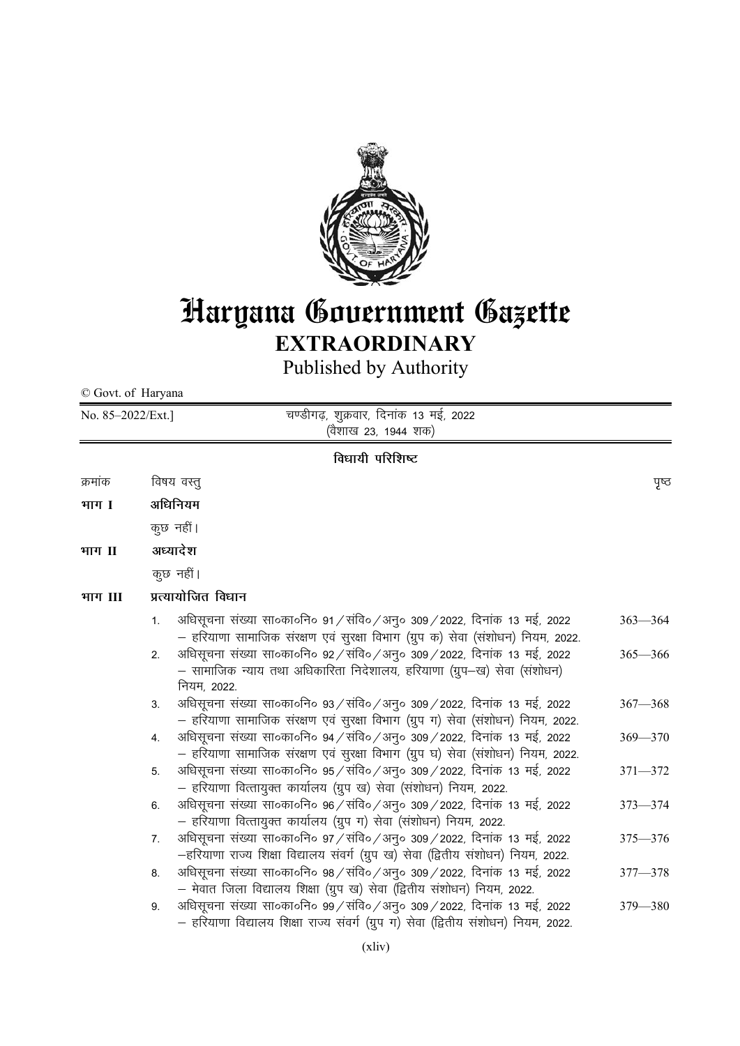# Haryana Government Gazette

## EXTRAORDINARY

Published by Authority

© Govt. of Haryana

No. 85–2022/Ext.] चण्डीगढ़, शुक्रवार, दिनांक 13 मई, 2022
(वैशाख 23, 1944 शक)

### विधायी परिशिष्ट

| क्रमांक | | विषय वस्तु | पृष्ठ |
|---|---|---|---|
| **भाग I** | | **अधिनियम** | |
| | | कुछ नहीं। | |
| **भाग II** | | **अध्यादेश** | |
| | | कुछ नहीं। | |
| **भाग III** | | **प्रत्यायोजित विधान** | |
| | 1. | अधिसूचना संख्या सा०का०नि० 91/संवि०/अनु० 309/2022, दिनांक 13 मई, 2022 – हरियाणा सामाजिक संरक्षण एवं सुरक्षा विभाग (ग्रुप क) सेवा (संशोधन) नियम, 2022. | 363—364 |
| | 2. | अधिसूचना संख्या सा०का०नि० 92/संवि०/अनु० 309/2022, दिनांक 13 मई, 2022 – सामाजिक न्याय तथा अधिकारिता निदेशालय, हरियाणा (ग्रुप–ख) सेवा (संशोधन) नियम, 2022. | 365—366 |
| | 3. | अधिसूचना संख्या सा०का०नि० 93/संवि०/अनु० 309/2022, दिनांक 13 मई, 2022 – हरियाणा सामाजिक संरक्षण एवं सुरक्षा विभाग (ग्रुप ग) सेवा (संशोधन) नियम, 2022. | 367—368 |
| | 4. | अधिसूचना संख्या सा०का०नि० 94/संवि०/अनु० 309/2022, दिनांक 13 मई, 2022 – हरियाणा सामाजिक संरक्षण एवं सुरक्षा विभाग (ग्रुप घ) सेवा (संशोधन) नियम, 2022. | 369—370 |
| | 5. | अधिसूचना संख्या सा०का०नि० 95/संवि०/अनु० 309/2022, दिनांक 13 मई, 2022 – हरियाणा वित्तायुक्त कार्यालय (ग्रुप ख) सेवा (संशोधन) नियम, 2022. | 371—372 |
| | 6. | अधिसूचना संख्या सा०का०नि० 96/संवि०/अनु० 309/2022, दिनांक 13 मई, 2022 – हरियाणा वित्तायुक्त कार्यालय (ग्रुप ग) सेवा (संशोधन) नियम, 2022. | 373—374 |
| | 7. | अधिसूचना संख्या सा०का०नि० 97/संवि०/अनु० 309/2022, दिनांक 13 मई, 2022 –हरियाणा राज्य शिक्षा विद्यालय संवर्ग (ग्रुप ख) सेवा (द्वितीय संशोधन) नियम, 2022. | 375—376 |
| | 8. | अधिसूचना संख्या सा०का०नि० 98/संवि०/अनु० 309/2022, दिनांक 13 मई, 2022 – मेवात जिला विद्यालय शिक्षा (ग्रुप ख) सेवा (द्वितीय संशोधन) नियम, 2022. | 377—378 |
| | 9. | अधिसूचना संख्या सा०का०नि० 99/संवि०/अनु० 309/2022, दिनांक 13 मई, 2022 – हरियाणा विद्यालय शिक्षा राज्य संवर्ग (ग्रुप ग) सेवा (द्वितीय संशोधन) नियम, 2022. | 379—380 |

(xliv)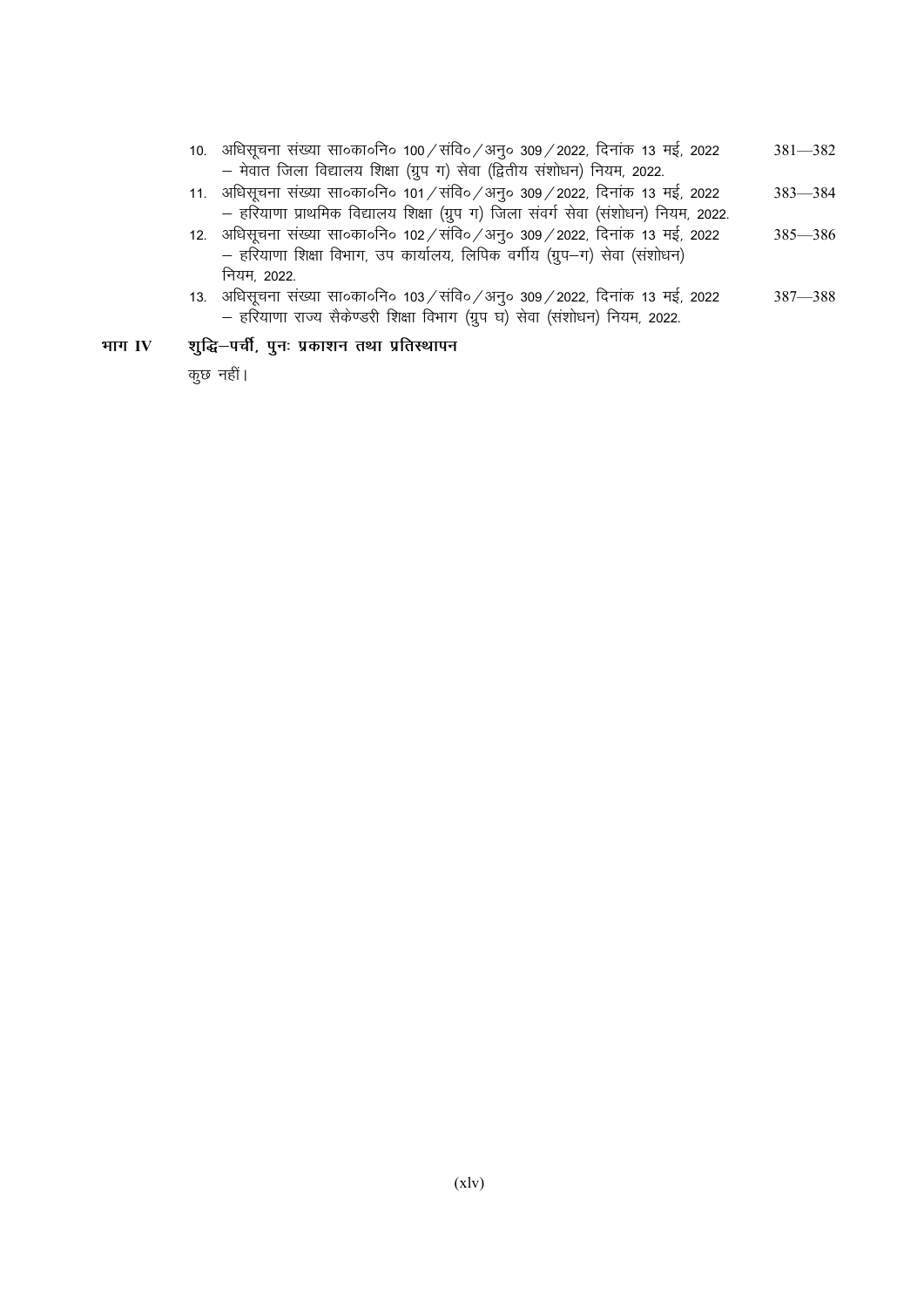10. अधिसूचना संख्या सा०का०नि० 100/संवि०/अनु० 309/2022, दिनांक 13 मई, 2022 — मेवात जिला विद्यालय शिक्षा (ग्रुप ग) सेवा (द्वितीय संशोधन) नियम, 2022. 381—382
11. अधिसूचना संख्या सा०का०नि० 101/संवि०/अनु० 309/2022, दिनांक 13 मई, 2022 — हरियाणा प्राथमिक विद्यालय शिक्षा (ग्रुप ग) जिला संवर्ग सेवा (संशोधन) नियम, 2022. 383—384
12. अधिसूचना संख्या सा०का०नि० 102/संवि०/अनु० 309/2022, दिनांक 13 मई, 2022 — हरियाणा शिक्षा विभाग, उप कार्यालय, लिपिक वर्गीय (ग्रुप–ग) सेवा (संशोधन) नियम, 2022. 385—386
13. अधिसूचना संख्या सा०का०नि० 103/संवि०/अनु० 309/2022, दिनांक 13 मई, 2022 — हरियाणा राज्य सैकेण्डरी शिक्षा विभाग (ग्रुप घ) सेवा (संशोधन) नियम, 2022. 387—388

**भाग IV** **शुद्धि–पर्ची, पुनः प्रकाशन तथा प्रतिस्थापन**

कुछ नहीं।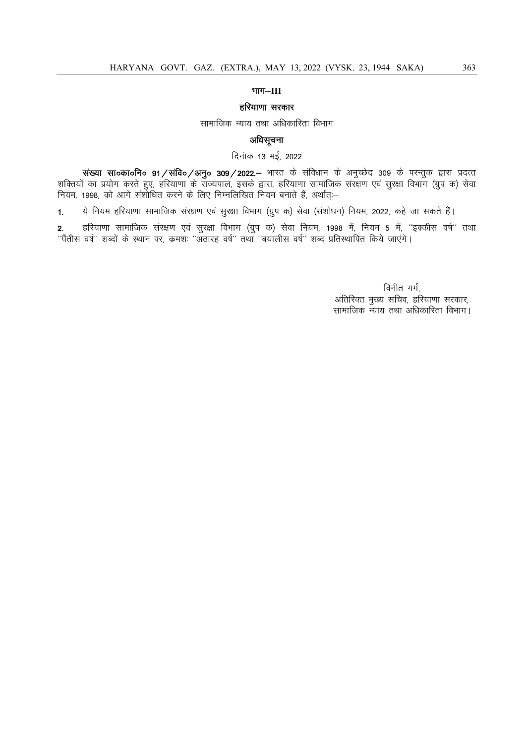**भाग–III**

**हरियाणा सरकार**

सामाजिक न्याय तथा अधिकारिता विभाग

**अधिसूचना**

दिनांक 13 मई, 2022

**संख्या सा०का०नि० 91/संवि०/अनु० 309/2022.–** भारत के संविधान के अनुच्छेद 309 के परन्तुक द्वारा प्रदत्त शक्तियों का प्रयोग करते हुए, हरियाणा के राज्यपाल, इसके द्वारा, हरियाणा सामाजिक संरक्षण एवं सुरक्षा विभाग (ग्रुप क) सेवा नियम, 1998, को आगे संशोधित करने के लिए निम्नलिखित नियम बनाते हैं, अर्थात्:–

1. ये नियम हरियाणा सामाजिक संरक्षण एवं सुरक्षा विभाग (ग्रुप क) सेवा (संशोधन) नियम, 2022, कहे जा सकते हैं।

2. हरियाणा सामाजिक संरक्षण एवं सुरक्षा विभाग (ग्रुप क) सेवा नियम, 1998 में, नियम 5 में, ''इक्कीस वर्ष'' तथा ''पैंतीस वर्ष'' शब्दों के स्थान पर, क्रमशः ''अठारह वर्ष'' तथा ''बयालीस वर्ष'' शब्द प्रतिस्थापित किये जाएंगे।

विनीत गर्ग,  
अतिरिक्त मुख्य सचिव, हरियाणा सरकार,  
सामाजिक न्याय तथा अधिकारिता विभाग।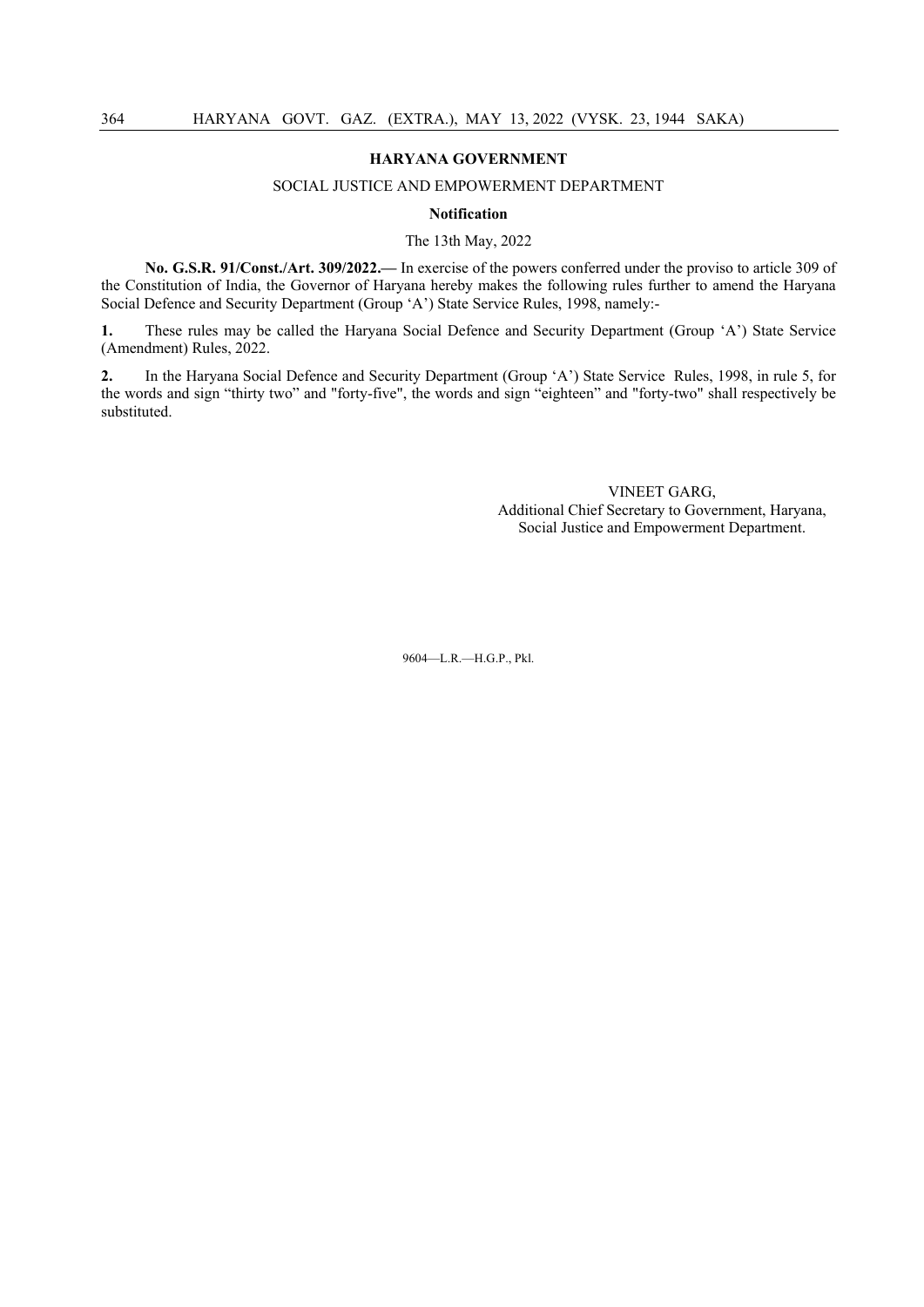**HARYANA GOVERNMENT**

SOCIAL JUSTICE AND EMPOWERMENT DEPARTMENT

**Notification**

The 13th May, 2022

**No. G.S.R. 91/Const./Art. 309/2022.—** In exercise of the powers conferred under the proviso to article 309 of the Constitution of India, the Governor of Haryana hereby makes the following rules further to amend the Haryana Social Defence and Security Department (Group 'A') State Service Rules, 1998, namely:-

**1.** These rules may be called the Haryana Social Defence and Security Department (Group 'A') State Service (Amendment) Rules, 2022.

**2.** In the Haryana Social Defence and Security Department (Group 'A') State Service Rules, 1998, in rule 5, for the words and sign "thirty two" and "forty-five", the words and sign "eighteen" and "forty-two" shall respectively be substituted.

VINEET GARG,
Additional Chief Secretary to Government, Haryana,
Social Justice and Empowerment Department.

9604—L.R.—H.G.P., Pkl.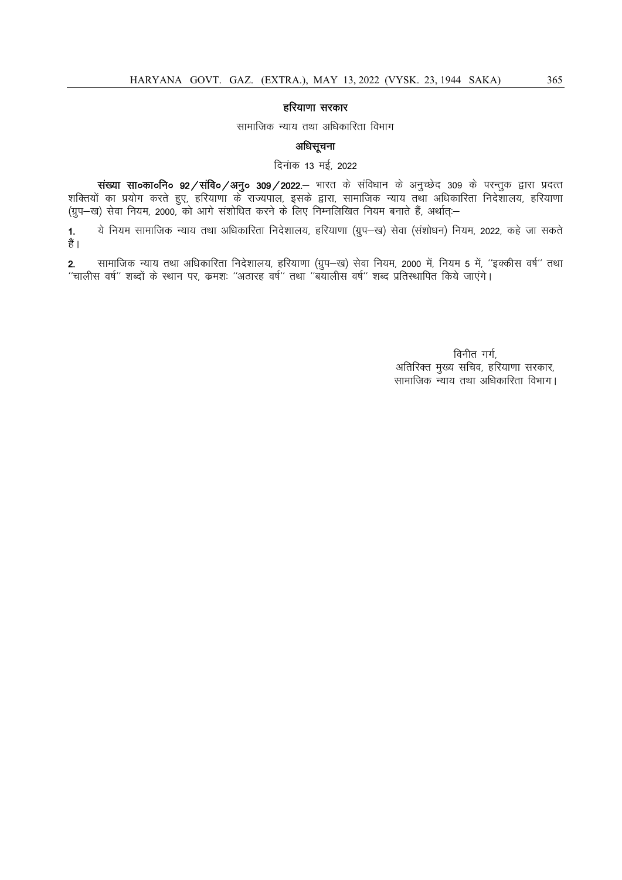## हरियाणा सरकार

सामाजिक न्याय तथा अधिकारिता विभाग

## अधिसूचना

दिनांक 13 मई, 2022

**संख्या सा०का०नि० 92/संवि०/अनु० 309/2022.–** भारत के संविधान के अनुच्छेद 309 के परन्तुक द्वारा प्रदत्त शक्तियों का प्रयोग करते हुए, हरियाणा के राज्यपाल, इसके द्वारा, सामाजिक न्याय तथा अधिकारिता निदेशालय, हरियाणा (ग्रुप–ख) सेवा नियम, 2000, को आगे संशोधित करने के लिए निम्नलिखित नियम बनाते हैं, अर्थात्:–

1. ये नियम सामाजिक न्याय तथा अधिकारिता निदेशालय, हरियाणा (ग्रुप–ख) सेवा (संशोधन) नियम, 2022, कहे जा सकते हैं।

2. सामाजिक न्याय तथा अधिकारिता निदेशालय, हरियाणा (ग्रुप–ख) सेवा नियम, 2000 में, नियम 5 में, ''इक्कीस वर्ष'' तथा ''चालीस वर्ष'' शब्दों के स्थान पर, क्रमशः ''अठारह वर्ष'' तथा ''बयालीस वर्ष'' शब्द प्रतिस्थापित किये जाएंगे।

विनीत गर्ग,
अतिरिक्त मुख्य सचिव, हरियाणा सरकार,
सामाजिक न्याय तथा अधिकारिता विभाग।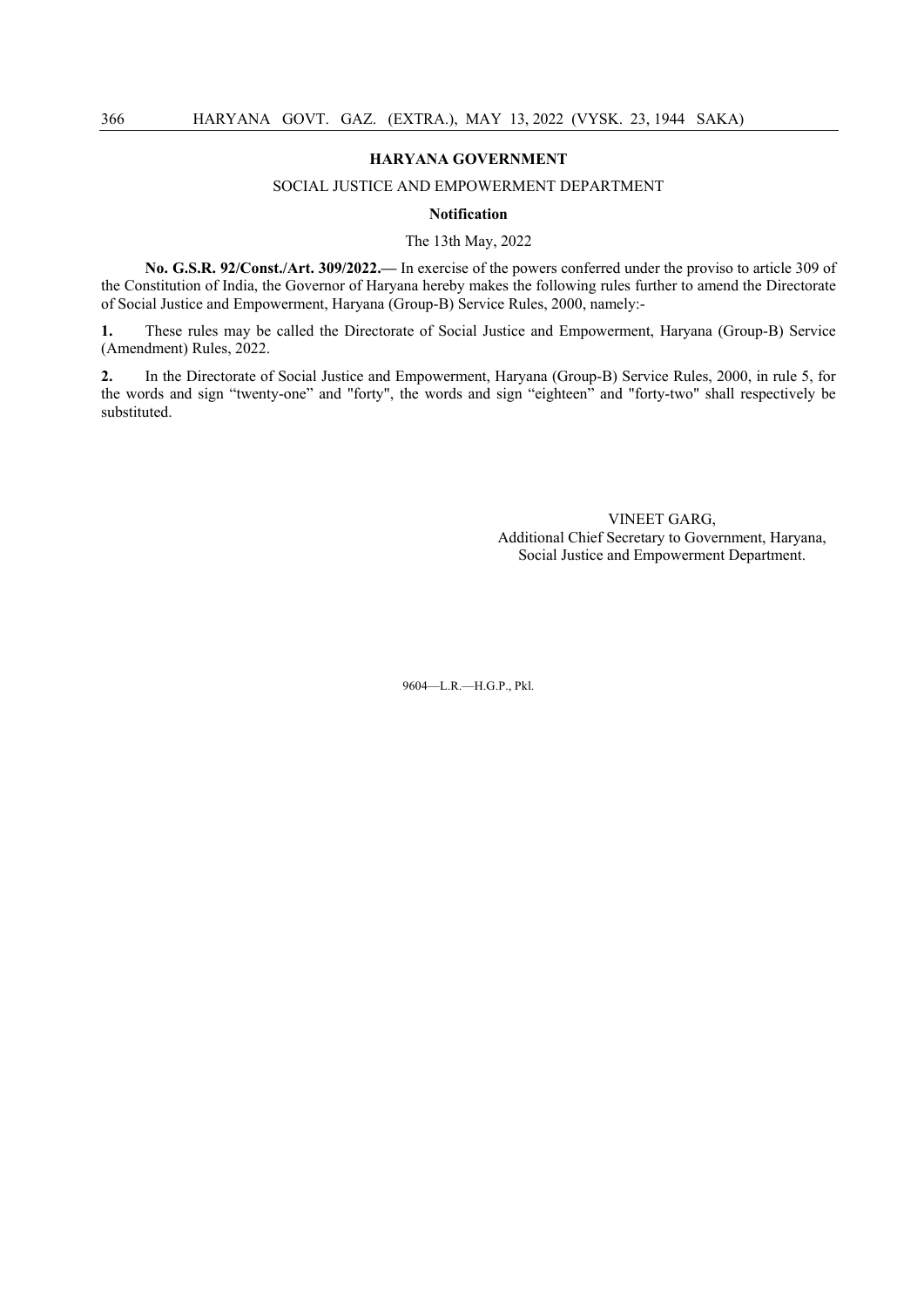## HARYANA GOVERNMENT

SOCIAL JUSTICE AND EMPOWERMENT DEPARTMENT

**Notification**

The 13th May, 2022

**No. G.S.R. 92/Const./Art. 309/2022.—** In exercise of the powers conferred under the proviso to article 309 of the Constitution of India, the Governor of Haryana hereby makes the following rules further to amend the Directorate of Social Justice and Empowerment, Haryana (Group-B) Service Rules, 2000, namely:-

**1.** These rules may be called the Directorate of Social Justice and Empowerment, Haryana (Group-B) Service (Amendment) Rules, 2022.

**2.** In the Directorate of Social Justice and Empowerment, Haryana (Group-B) Service Rules, 2000, in rule 5, for the words and sign "twenty-one" and "forty", the words and sign "eighteen" and "forty-two" shall respectively be substituted.

VINEET GARG,
Additional Chief Secretary to Government, Haryana,
Social Justice and Empowerment Department.

9604—L.R.—H.G.P., Pkl.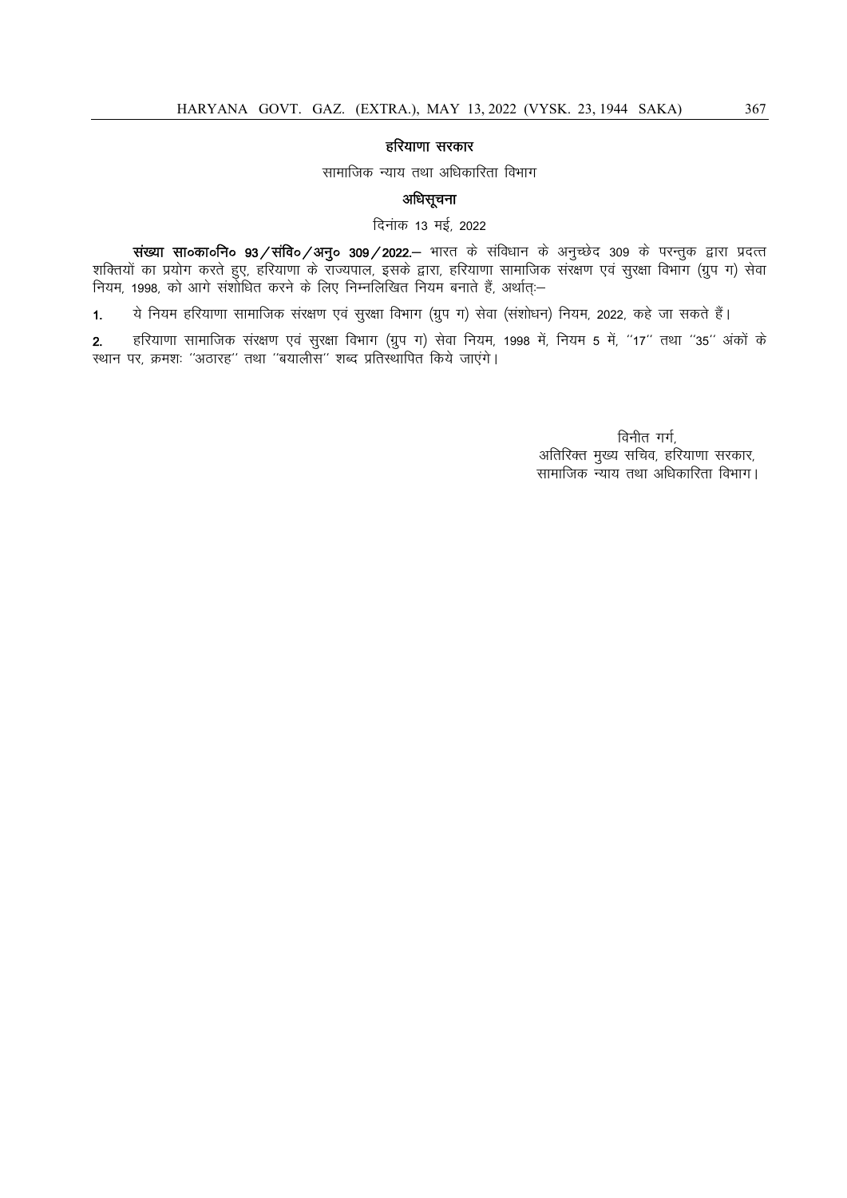## हरियाणा सरकार

सामाजिक न्याय तथा अधिकारिता विभाग

### अधिसूचना

दिनांक 13 मई, 2022

**संख्या सा०का०नि० 93/संवि०/अनु० 309/2022.–** भारत के संविधान के अनुच्छेद 309 के परन्तुक द्वारा प्रदत्त शक्तियों का प्रयोग करते हुए, हरियाणा के राज्यपाल, इसके द्वारा, हरियाणा सामाजिक संरक्षण एवं सुरक्षा विभाग (ग्रुप ग) सेवा नियम, 1998, को आगे संशोधित करने के लिए निम्नलिखित नियम बनाते हैं, अर्थात्:–

1. ये नियम हरियाणा सामाजिक संरक्षण एवं सुरक्षा विभाग (ग्रुप ग) सेवा (संशोधन) नियम, 2022, कहे जा सकते हैं।

2. हरियाणा सामाजिक संरक्षण एवं सुरक्षा विभाग (ग्रुप ग) सेवा नियम, 1998 में, नियम 5 में, "17" तथा "35" अंकों के स्थान पर, क्रमशः "अठारह" तथा "बयालीस" शब्द प्रतिस्थापित किये जाएंगे।

विनीत गर्ग,
अतिरिक्त मुख्य सचिव, हरियाणा सरकार,
सामाजिक न्याय तथा अधिकारिता विभाग।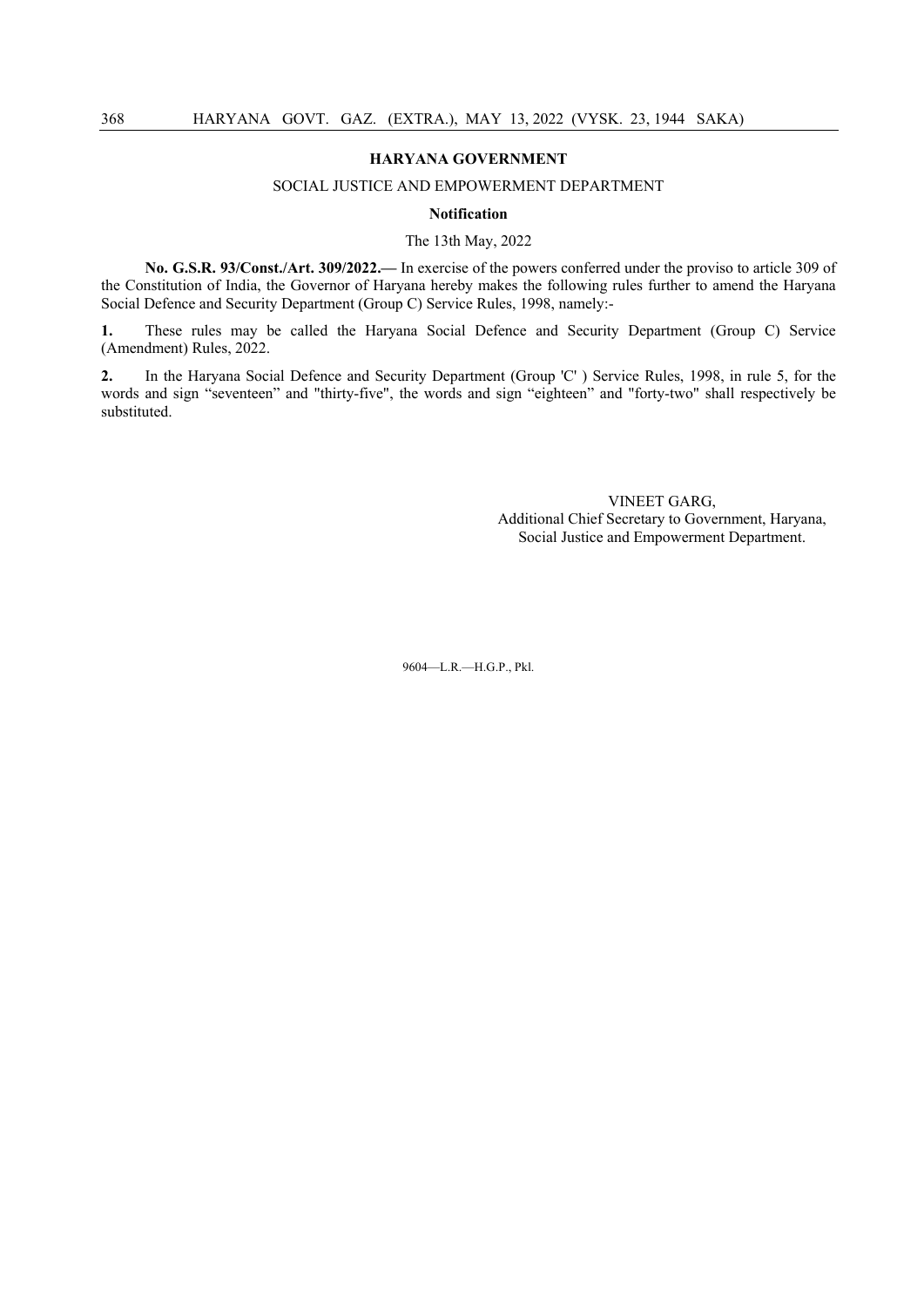**HARYANA GOVERNMENT**

SOCIAL JUSTICE AND EMPOWERMENT DEPARTMENT

**Notification**

The 13th May, 2022

**No. G.S.R. 93/Const./Art. 309/2022.—** In exercise of the powers conferred under the proviso to article 309 of the Constitution of India, the Governor of Haryana hereby makes the following rules further to amend the Haryana Social Defence and Security Department (Group C) Service Rules, 1998, namely:-

**1.** These rules may be called the Haryana Social Defence and Security Department (Group C) Service (Amendment) Rules, 2022.

**2.** In the Haryana Social Defence and Security Department (Group 'C' ) Service Rules, 1998, in rule 5, for the words and sign "seventeen" and "thirty-five", the words and sign "eighteen" and "forty-two" shall respectively be substituted.

VINEET GARG,
Additional Chief Secretary to Government, Haryana,
Social Justice and Empowerment Department.

9604—L.R.—H.G.P., Pkl.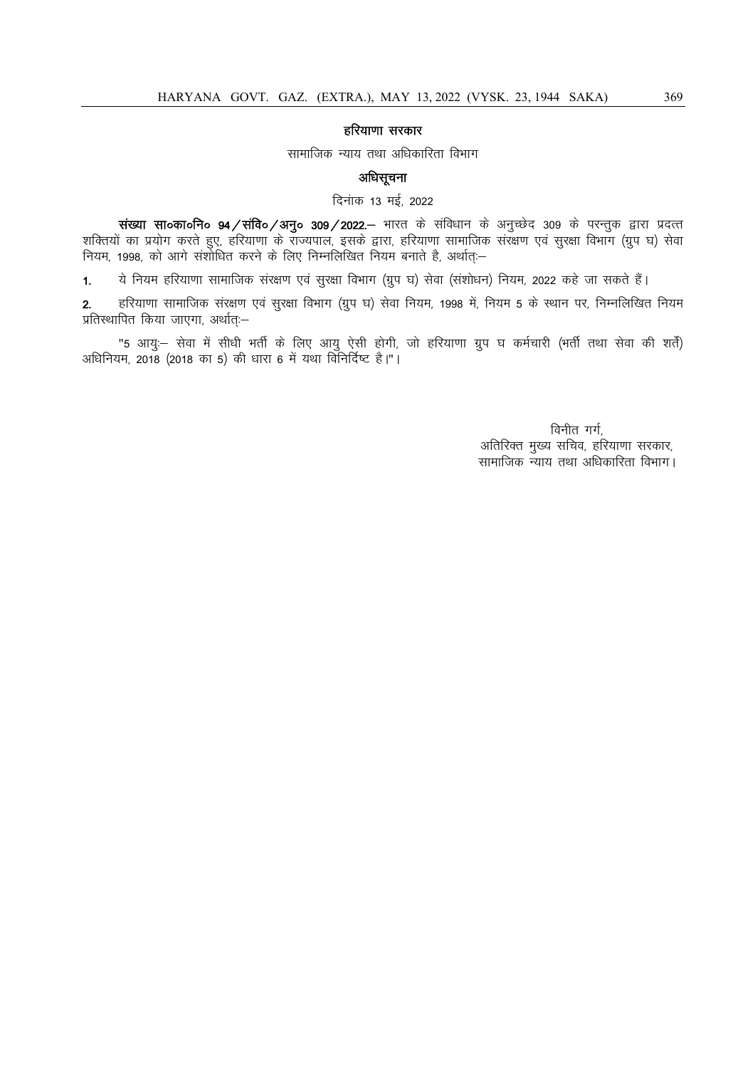**हरियाणा सरकार**

सामाजिक न्याय तथा अधिकारिता विभाग

**अधिसूचना**

दिनांक 13 मई, 2022

**संख्या सा०का०नि० 94/संवि०/अनु० 309/2022.**— भारत के संविधान के अनुच्छेद 309 के परन्तुक द्वारा प्रदत्त शक्तियों का प्रयोग करते हुए, हरियाणा के राज्यपाल, इसके द्वारा, हरियाणा सामाजिक संरक्षण एवं सुरक्षा विभाग (ग्रुप घ) सेवा नियम, 1998, को आगे संशोधित करने के लिए निम्नलिखित नियम बनाते है, अर्थात्:—

1. ये नियम हरियाणा सामाजिक संरक्षण एवं सुरक्षा विभाग (ग्रुप घ) सेवा (संशोधन) नियम, 2022 कहे जा सकते हैं।

2. हरियाणा सामाजिक संरक्षण एवं सुरक्षा विभाग (ग्रुप घ) सेवा नियम, 1998 में, नियम 5 के स्थान पर, निम्नलिखित नियम प्रतिस्थापित किया जाएगा, अर्थात्:—

"5 आयुः— सेवा में सीधी भर्ती के लिए आयु ऐसी होगी, जो हरियाणा ग्रुप घ कर्मचारी (भर्ती तथा सेवा की शर्तें) अधिनियम, 2018 (2018 का 5) की धारा 6 में यथा विनिर्दिष्ट है।"।

विनीत गर्ग,
अतिरिक्त मुख्य सचिव, हरियाणा सरकार,
सामाजिक न्याय तथा अधिकारिता विभाग।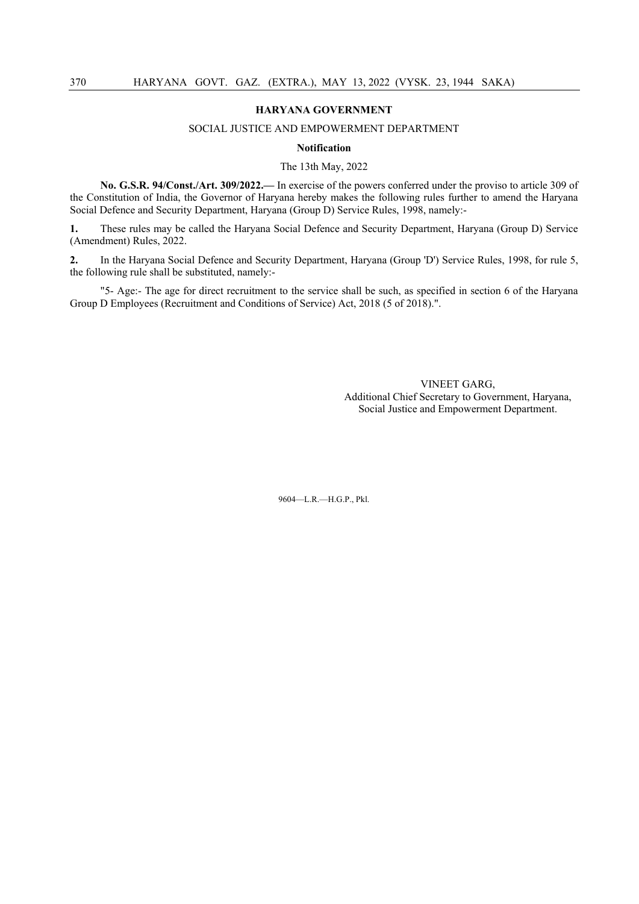**HARYANA GOVERNMENT**

SOCIAL JUSTICE AND EMPOWERMENT DEPARTMENT

**Notification**

The 13th May, 2022

**No. G.S.R. 94/Const./Art. 309/2022.—** In exercise of the powers conferred under the proviso to article 309 of the Constitution of India, the Governor of Haryana hereby makes the following rules further to amend the Haryana Social Defence and Security Department, Haryana (Group D) Service Rules, 1998, namely:-

**1.** These rules may be called the Haryana Social Defence and Security Department, Haryana (Group D) Service (Amendment) Rules, 2022.

**2.** In the Haryana Social Defence and Security Department, Haryana (Group 'D') Service Rules, 1998, for rule 5, the following rule shall be substituted, namely:-

"5- Age:- The age for direct recruitment to the service shall be such, as specified in section 6 of the Haryana Group D Employees (Recruitment and Conditions of Service) Act, 2018 (5 of 2018).".

VINEET GARG,
Additional Chief Secretary to Government, Haryana,
Social Justice and Empowerment Department.

9604—L.R.—H.G.P., Pkl.